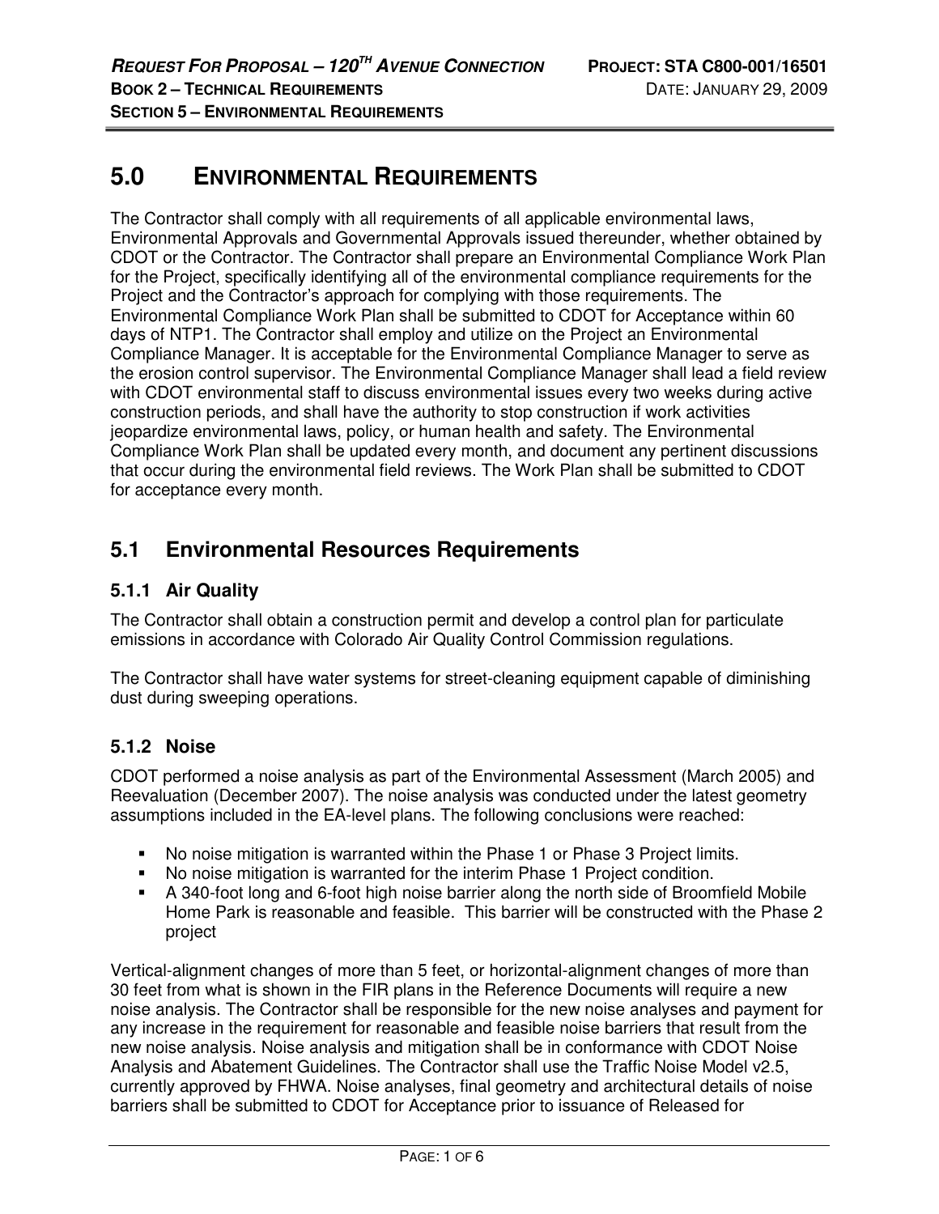# 5.0 ENVIRONMENTAL REQUIREMENTS

The Contractor shall comply with all requirements of all applicable environmental laws, Environmental Approvals and Governmental Approvals issued thereunder, whether obtained by CDOT or the Contractor. The Contractor shall prepare an Environmental Compliance Work Plan for the Project, specifically identifying all of the environmental compliance requirements for the Project and the Contractor's approach for complying with those requirements. The Environmental Compliance Work Plan shall be submitted to CDOT for Acceptance within 60 days of NTP1. The Contractor shall employ and utilize on the Project an Environmental Compliance Manager. It is acceptable for the Environmental Compliance Manager to serve as the erosion control supervisor. The Environmental Compliance Manager shall lead a field review with CDOT environmental staff to discuss environmental issues every two weeks during active construction periods, and shall have the authority to stop construction if work activities jeopardize environmental laws, policy, or human health and safety. The Environmental Compliance Work Plan shall be updated every month, and document any pertinent discussions that occur during the environmental field reviews. The Work Plan shall be submitted to CDOT for acceptance every month.

## 5.1 Environmental Resources Requirements

### 5.1.1 Air Quality

The Contractor shall obtain a construction permit and develop a control plan for particulate emissions in accordance with Colorado Air Quality Control Commission regulations.

The Contractor shall have water systems for street-cleaning equipment capable of diminishing dust during sweeping operations.

### 5.1.2 Noise

CDOT performed a noise analysis as part of the Environmental Assessment (March 2005) and Reevaluation (December 2007). The noise analysis was conducted under the latest geometry assumptions included in the EA-level plans. The following conclusions were reached:

- No noise mitigation is warranted within the Phase 1 or Phase 3 Project limits.
- No noise mitigation is warranted for the interim Phase 1 Project condition.
- A 340-foot long and 6-foot high noise barrier along the north side of Broomfield Mobile Home Park is reasonable and feasible. This barrier will be constructed with the Phase 2 project

Vertical-alignment changes of more than 5 feet, or horizontal-alignment changes of more than 30 feet from what is shown in the FIR plans in the Reference Documents will require a new noise analysis. The Contractor shall be responsible for the new noise analyses and payment for any increase in the requirement for reasonable and feasible noise barriers that result from the new noise analysis. Noise analysis and mitigation shall be in conformance with CDOT Noise Analysis and Abatement Guidelines. The Contractor shall use the Traffic Noise Model v2.5, currently approved by FHWA. Noise analyses, final geometry and architectural details of noise barriers shall be submitted to CDOT for Acceptance prior to issuance of Released for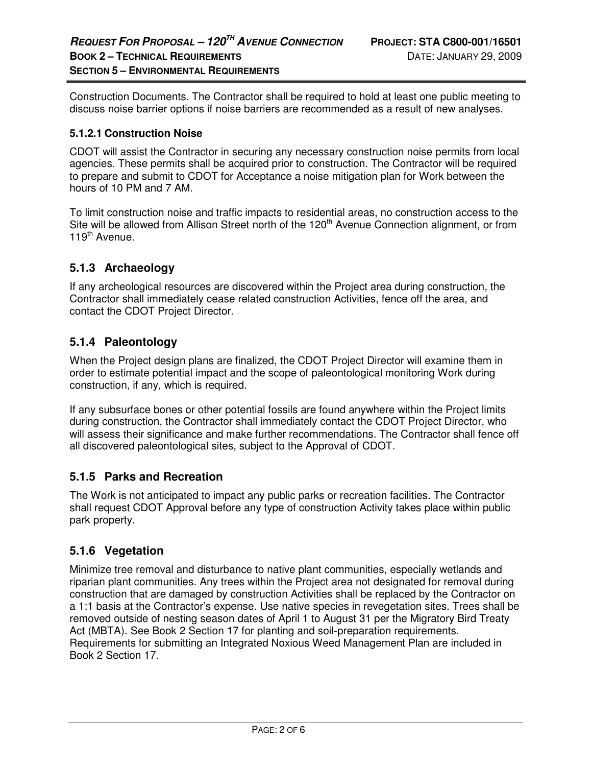Construction Documents. The Contractor shall be required to hold at least one public meeting to discuss noise barrier options if noise barriers are recommended as a result of new analyses.

#### 5.1.2.1 Construction Noise

CDOT will assist the Contractor in securing any necessary construction noise permits from local agencies. These permits shall be acquired prior to construction. The Contractor will be required to prepare and submit to CDOT for Acceptance a noise mitigation plan for Work between the hours of 10 PM and 7 AM.

To limit construction noise and traffic impacts to residential areas, no construction access to the Site will be allowed from Allison Street north of the 120th Avenue Connection alignment, or from 119th Avenue.

### 5.1.3 Archaeology

If any archeological resources are discovered within the Project area during construction, the Contractor shall immediately cease related construction Activities, fence off the area, and contact the CDOT Project Director.

### 5.1.4 Paleontology

When the Project design plans are finalized, the CDOT Project Director will examine them in order to estimate potential impact and the scope of paleontological monitoring Work during construction, if any, which is required.

If any subsurface bones or other potential fossils are found anywhere within the Project limits during construction, the Contractor shall immediately contact the CDOT Project Director, who will assess their significance and make further recommendations. The Contractor shall fence off all discovered paleontological sites, subject to the Approval of CDOT.

### 5.1.5 Parks and Recreation

The Work is not anticipated to impact any public parks or recreation facilities. The Contractor shall request CDOT Approval before any type of construction Activity takes place within public park property.

### 5.1.6 Vegetation

Minimize tree removal and disturbance to native plant communities, especially wetlands and riparian plant communities. Any trees within the Project area not designated for removal during construction that are damaged by construction Activities shall be replaced by the Contractor on a 1:1 basis at the Contractor's expense. Use native species in revegetation sites. Trees shall be removed outside of nesting season dates of April 1 to August 31 per the Migratory Bird Treaty Act (MBTA). See Book 2 Section 17 for planting and soil-preparation requirements. Requirements for submitting an Integrated Noxious Weed Management Plan are included in Book 2 Section 17.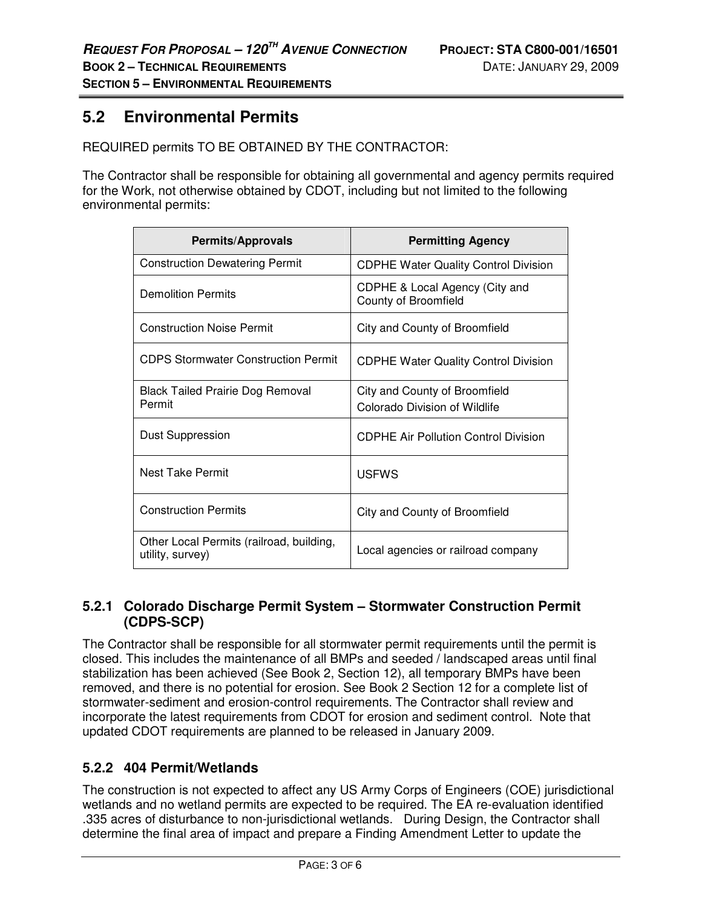## 5.2 Environmental Permits

REQUIRED permits TO BE OBTAINED BY THE CONTRACTOR:

The Contractor shall be responsible for obtaining all governmental and agency permits required for the Work, not otherwise obtained by CDOT, including but not limited to the following environmental permits:

| Permits/Approvals | Permitting Agency |
|---|---|
| Construction Dewatering Permit | CDPHE Water Quality Control Division |
| Demolition Permits | CDPHE & Local Agency (City and County of Broomfield |
| Construction Noise Permit | City and County of Broomfield |
| CDPS Stormwater Construction Permit | CDPHE Water Quality Control Division |
| Black Tailed Prairie Dog Removal Permit | City and County of Broomfield<br>Colorado Division of Wildlife |
| Dust Suppression | CDPHE Air Pollution Control Division |
| Nest Take Permit | USFWS |
| Construction Permits | City and County of Broomfield |
| Other Local Permits (railroad, building, utility, survey) | Local agencies or railroad company |

### 5.2.1 Colorado Discharge Permit System – Stormwater Construction Permit (CDPS-SCP)

The Contractor shall be responsible for all stormwater permit requirements until the permit is closed. This includes the maintenance of all BMPs and seeded / landscaped areas until final stabilization has been achieved (See Book 2, Section 12), all temporary BMPs have been removed, and there is no potential for erosion. See Book 2 Section 12 for a complete list of stormwater-sediment and erosion-control requirements. The Contractor shall review and incorporate the latest requirements from CDOT for erosion and sediment control. Note that updated CDOT requirements are planned to be released in January 2009.

### 5.2.2 404 Permit/Wetlands

The construction is not expected to affect any US Army Corps of Engineers (COE) jurisdictional wetlands and no wetland permits are expected to be required. The EA re-evaluation identified .335 acres of disturbance to non-jurisdictional wetlands. During Design, the Contractor shall determine the final area of impact and prepare a Finding Amendment Letter to update the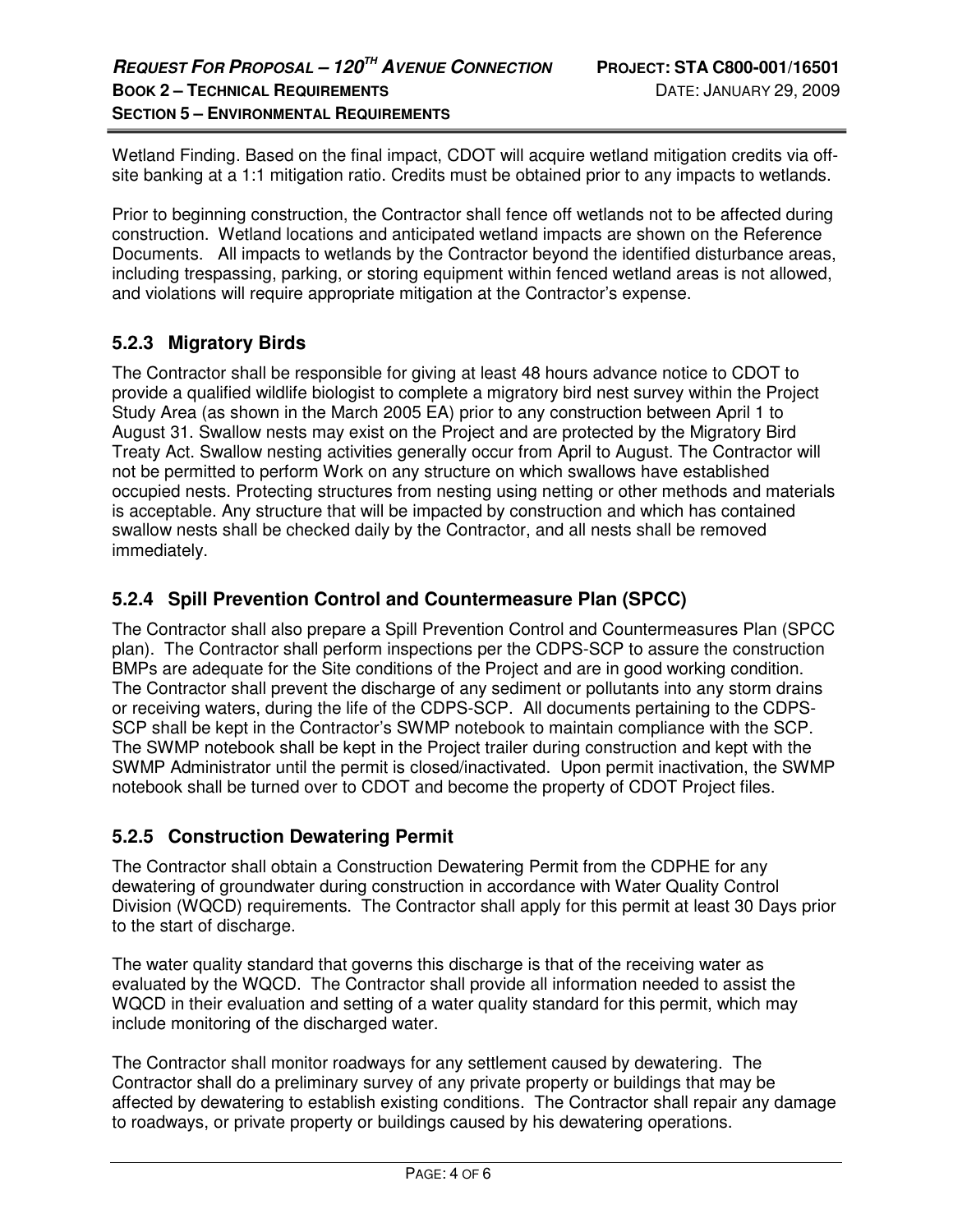Wetland Finding. Based on the final impact, CDOT will acquire wetland mitigation credits via off-site banking at a 1:1 mitigation ratio. Credits must be obtained prior to any impacts to wetlands.

Prior to beginning construction, the Contractor shall fence off wetlands not to be affected during construction. Wetland locations and anticipated wetland impacts are shown on the Reference Documents. All impacts to wetlands by the Contractor beyond the identified disturbance areas, including trespassing, parking, or storing equipment within fenced wetland areas is not allowed, and violations will require appropriate mitigation at the Contractor's expense.

### 5.2.3 Migratory Birds

The Contractor shall be responsible for giving at least 48 hours advance notice to CDOT to provide a qualified wildlife biologist to complete a migratory bird nest survey within the Project Study Area (as shown in the March 2005 EA) prior to any construction between April 1 to August 31. Swallow nests may exist on the Project and are protected by the Migratory Bird Treaty Act. Swallow nesting activities generally occur from April to August. The Contractor will not be permitted to perform Work on any structure on which swallows have established occupied nests. Protecting structures from nesting using netting or other methods and materials is acceptable. Any structure that will be impacted by construction and which has contained swallow nests shall be checked daily by the Contractor, and all nests shall be removed immediately.

### 5.2.4 Spill Prevention Control and Countermeasure Plan (SPCC)

The Contractor shall also prepare a Spill Prevention Control and Countermeasures Plan (SPCC plan). The Contractor shall perform inspections per the CDPS-SCP to assure the construction BMPs are adequate for the Site conditions of the Project and are in good working condition. The Contractor shall prevent the discharge of any sediment or pollutants into any storm drains or receiving waters, during the life of the CDPS-SCP. All documents pertaining to the CDPS-SCP shall be kept in the Contractor's SWMP notebook to maintain compliance with the SCP. The SWMP notebook shall be kept in the Project trailer during construction and kept with the SWMP Administrator until the permit is closed/inactivated. Upon permit inactivation, the SWMP notebook shall be turned over to CDOT and become the property of CDOT Project files.

### 5.2.5 Construction Dewatering Permit

The Contractor shall obtain a Construction Dewatering Permit from the CDPHE for any dewatering of groundwater during construction in accordance with Water Quality Control Division (WQCD) requirements. The Contractor shall apply for this permit at least 30 Days prior to the start of discharge.

The water quality standard that governs this discharge is that of the receiving water as evaluated by the WQCD. The Contractor shall provide all information needed to assist the WQCD in their evaluation and setting of a water quality standard for this permit, which may include monitoring of the discharged water.

The Contractor shall monitor roadways for any settlement caused by dewatering. The Contractor shall do a preliminary survey of any private property or buildings that may be affected by dewatering to establish existing conditions. The Contractor shall repair any damage to roadways, or private property or buildings caused by his dewatering operations.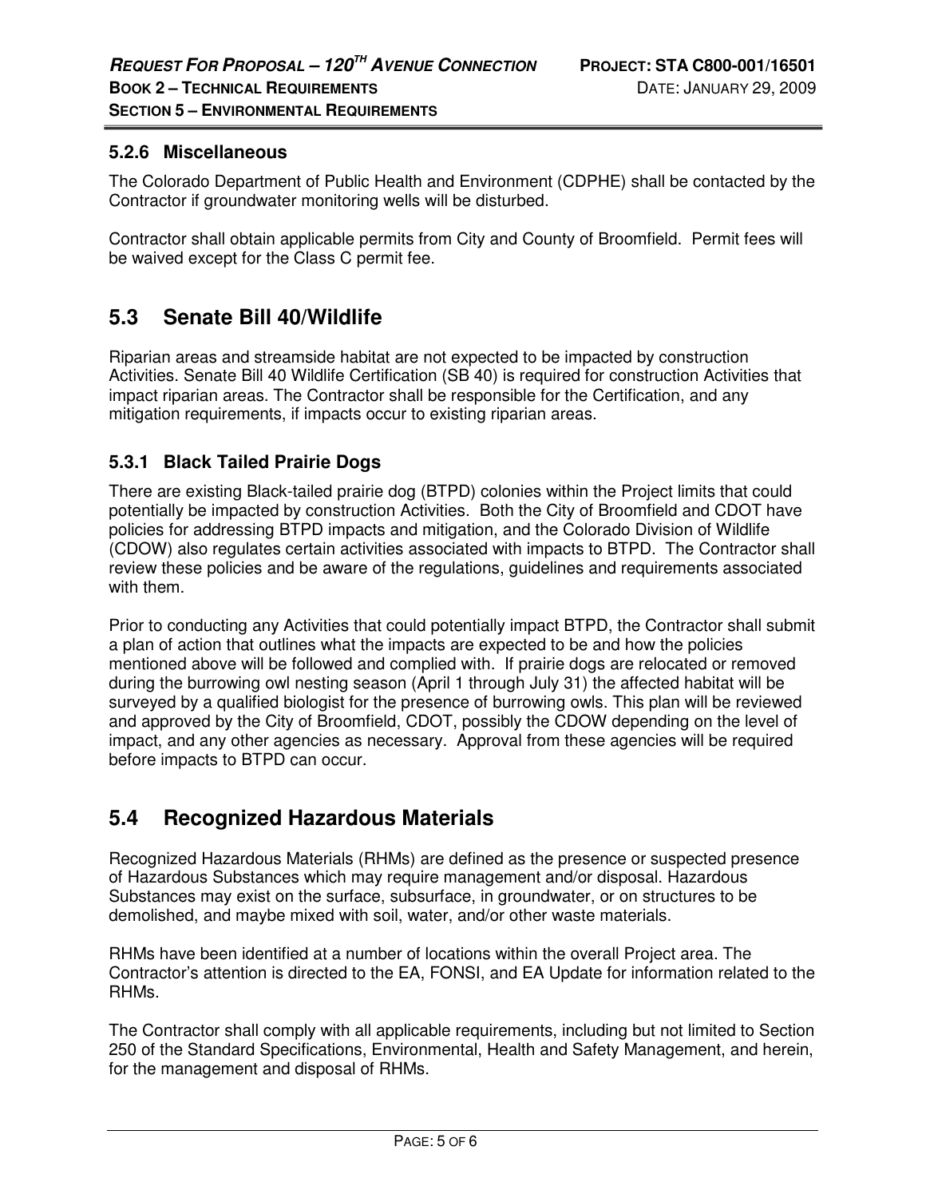### 5.2.6 Miscellaneous

The Colorado Department of Public Health and Environment (CDPHE) shall be contacted by the Contractor if groundwater monitoring wells will be disturbed.

Contractor shall obtain applicable permits from City and County of Broomfield. Permit fees will be waived except for the Class C permit fee.

## 5.3 Senate Bill 40/Wildlife

Riparian areas and streamside habitat are not expected to be impacted by construction Activities. Senate Bill 40 Wildlife Certification (SB 40) is required for construction Activities that impact riparian areas. The Contractor shall be responsible for the Certification, and any mitigation requirements, if impacts occur to existing riparian areas.

### 5.3.1 Black Tailed Prairie Dogs

There are existing Black-tailed prairie dog (BTPD) colonies within the Project limits that could potentially be impacted by construction Activities. Both the City of Broomfield and CDOT have policies for addressing BTPD impacts and mitigation, and the Colorado Division of Wildlife (CDOW) also regulates certain activities associated with impacts to BTPD. The Contractor shall review these policies and be aware of the regulations, guidelines and requirements associated with them.

Prior to conducting any Activities that could potentially impact BTPD, the Contractor shall submit a plan of action that outlines what the impacts are expected to be and how the policies mentioned above will be followed and complied with. If prairie dogs are relocated or removed during the burrowing owl nesting season (April 1 through July 31) the affected habitat will be surveyed by a qualified biologist for the presence of burrowing owls. This plan will be reviewed and approved by the City of Broomfield, CDOT, possibly the CDOW depending on the level of impact, and any other agencies as necessary. Approval from these agencies will be required before impacts to BTPD can occur.

## 5.4 Recognized Hazardous Materials

Recognized Hazardous Materials (RHMs) are defined as the presence or suspected presence of Hazardous Substances which may require management and/or disposal. Hazardous Substances may exist on the surface, subsurface, in groundwater, or on structures to be demolished, and maybe mixed with soil, water, and/or other waste materials.

RHMs have been identified at a number of locations within the overall Project area. The Contractor's attention is directed to the EA, FONSI, and EA Update for information related to the RHMs.

The Contractor shall comply with all applicable requirements, including but not limited to Section 250 of the Standard Specifications, Environmental, Health and Safety Management, and herein, for the management and disposal of RHMs.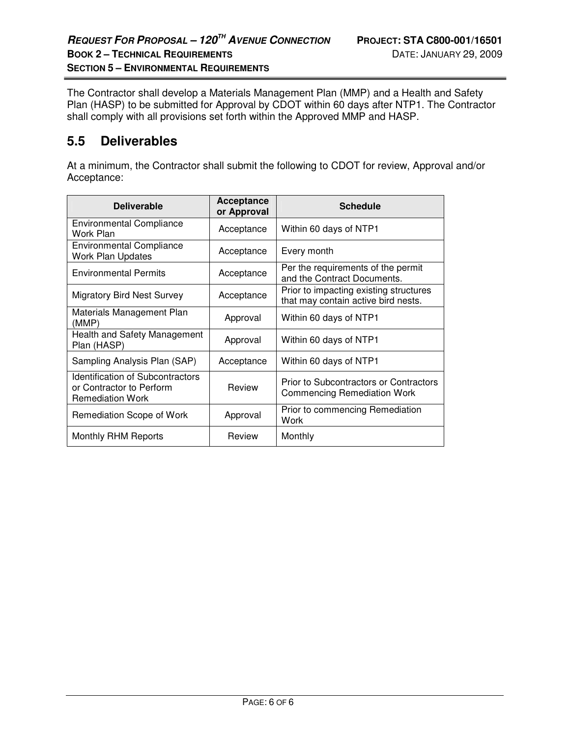The Contractor shall develop a Materials Management Plan (MMP) and a Health and Safety Plan (HASP) to be submitted for Approval by CDOT within 60 days after NTP1. The Contractor shall comply with all provisions set forth within the Approved MMP and HASP.

## 5.5 Deliverables

At a minimum, the Contractor shall submit the following to CDOT for review, Approval and/or Acceptance:

| Deliverable | Acceptance or Approval | Schedule |
|---|---|---|
| Environmental Compliance Work Plan | Acceptance | Within 60 days of NTP1 |
| Environmental Compliance Work Plan Updates | Acceptance | Every month |
| Environmental Permits | Acceptance | Per the requirements of the permit and the Contract Documents. |
| Migratory Bird Nest Survey | Acceptance | Prior to impacting existing structures that may contain active bird nests. |
| Materials Management Plan (MMP) | Approval | Within 60 days of NTP1 |
| Health and Safety Management Plan (HASP) | Approval | Within 60 days of NTP1 |
| Sampling Analysis Plan (SAP) | Acceptance | Within 60 days of NTP1 |
| Identification of Subcontractors or Contractor to Perform Remediation Work | Review | Prior to Subcontractors or Contractors Commencing Remediation Work |
| Remediation Scope of Work | Approval | Prior to commencing Remediation Work |
| Monthly RHM Reports | Review | Monthly |